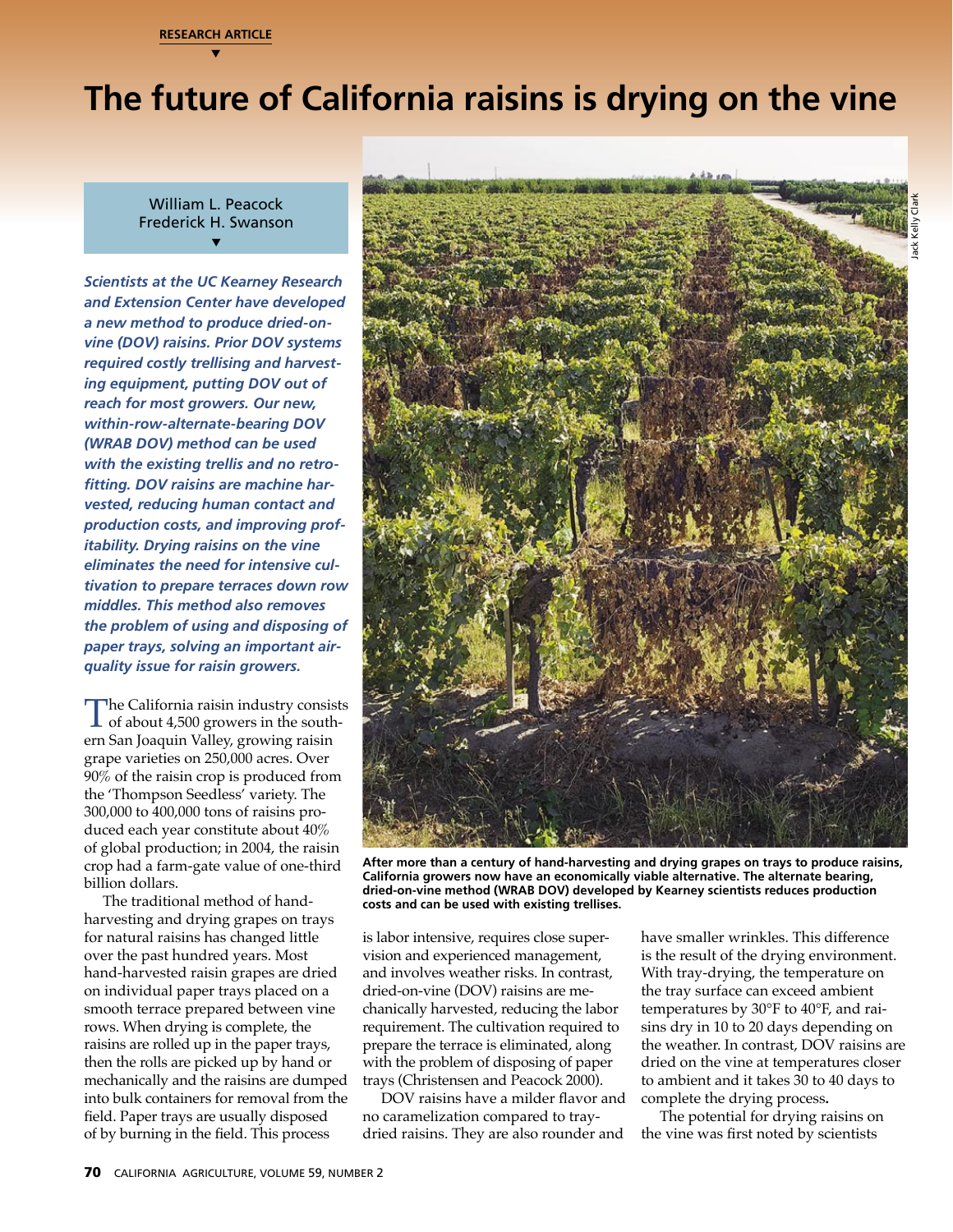RESEARCH ARTICLE

# The future of California raisins is drying on the vine

William L. Peacock
Frederick H. Swanson

***Scientists at the UC Kearney Research and Extension Center have developed a new method to produce dried-on-vine (DOV) raisins. Prior DOV systems required costly trellising and harvesting equipment, putting DOV out of reach for most growers. Our new, within-row-alternate-bearing DOV (WRAB DOV) method can be used with the existing trellis and no retrofitting. DOV raisins are machine harvested, reducing human contact and production costs, and improving profitability. Drying raisins on the vine eliminates the need for intensive cultivation to prepare terraces down row middles. This method also removes the problem of using and disposing of paper trays, solving an important air-quality issue for raisin growers.***

The California raisin industry consists of about 4,500 growers in the southern San Joaquin Valley, growing raisin grape varieties on 250,000 acres. Over 90% of the raisin crop is produced from the 'Thompson Seedless' variety. The 300,000 to 400,000 tons of raisins produced each year constitute about 40% of global production; in 2004, the raisin crop had a farm-gate value of one-third billion dollars.

The traditional method of hand-harvesting and drying grapes on trays for natural raisins has changed little over the past hundred years. Most hand-harvested raisin grapes are dried on individual paper trays placed on a smooth terrace prepared between vine rows. When drying is complete, the raisins are rolled up in the paper trays, then the rolls are picked up by hand or mechanically and the raisins are dumped into bulk containers for removal from the field. Paper trays are usually disposed of by burning in the field. This process is labor intensive, requires close supervision and experienced management, and involves weather risks. In contrast, dried-on-vine (DOV) raisins are mechanically harvested, reducing the labor requirement. The cultivation required to prepare the terrace is eliminated, along with the problem of disposing of paper trays (Christensen and Peacock 2000).

**After more than a century of hand-harvesting and drying grapes on trays to produce raisins, California growers now have an economically viable alternative. The alternate bearing, dried-on-vine method (WRAB DOV) developed by Kearney scientists reduces production costs and can be used with existing trellises.**

DOV raisins have a milder flavor and no caramelization compared to tray-dried raisins. They are also rounder and have smaller wrinkles. This difference is the result of the drying environment. With tray-drying, the temperature on the tray surface can exceed ambient temperatures by 30°F to 40°F, and raisins dry in 10 to 20 days depending on the weather. In contrast, DOV raisins are dried on the vine at temperatures closer to ambient and it takes 30 to 40 days to complete the drying process.

The potential for drying raisins on the vine was first noted by scientists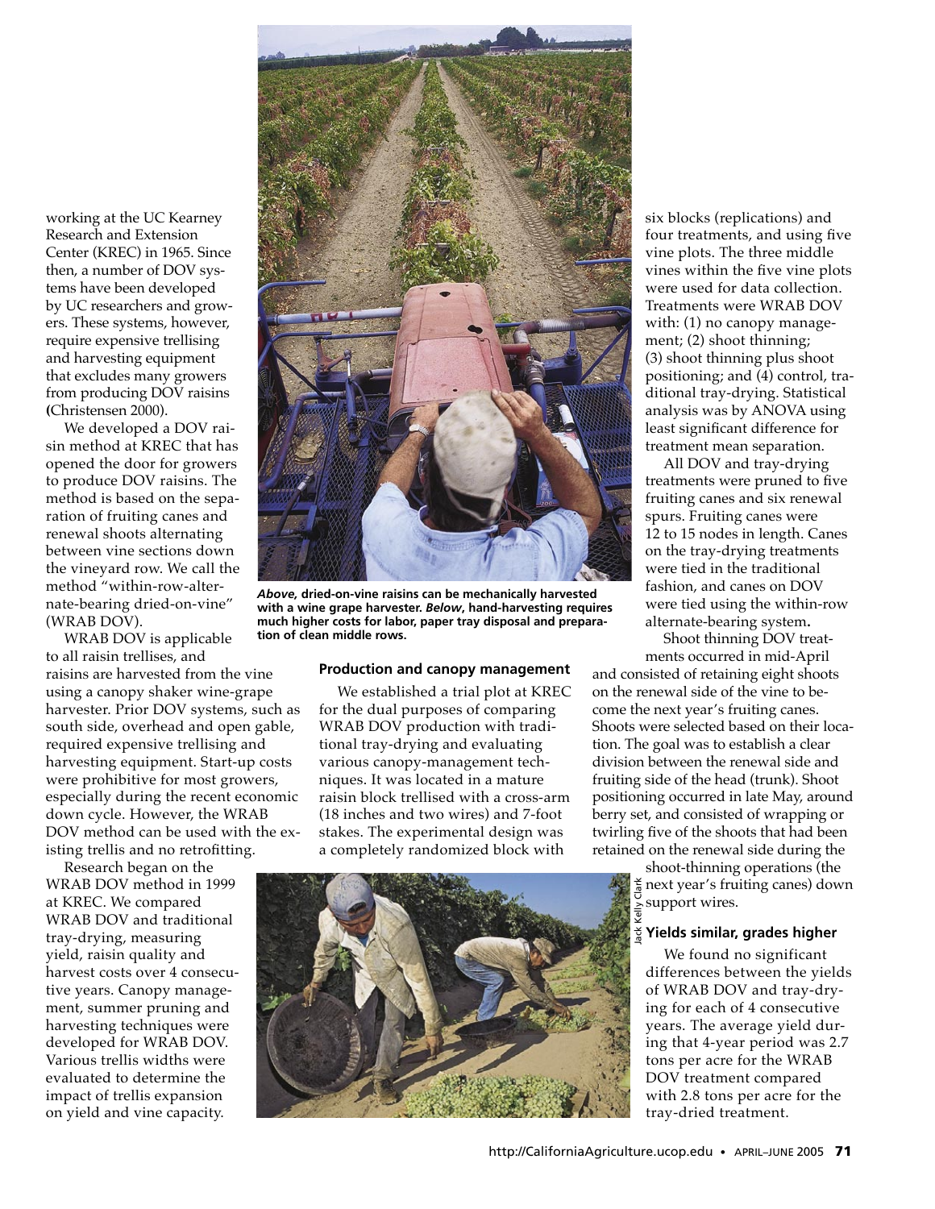working at the UC Kearney Research and Extension Center (KREC) in 1965. Since then, a number of DOV systems have been developed by UC researchers and growers. These systems, however, require expensive trellising and harvesting equipment that excludes many growers from producing DOV raisins (Christensen 2000).

We developed a DOV raisin method at KREC that has opened the door for growers to produce DOV raisins. The method is based on the separation of fruiting canes and renewal shoots alternating between vine sections down the vineyard row. We call the method "within-row-alternate-bearing dried-on-vine" (WRAB DOV).

WRAB DOV is applicable to all raisin trellises, and raisins are harvested from the vine using a canopy shaker wine-grape harvester. Prior DOV systems, such as south side, overhead and open gable, required expensive trellising and harvesting equipment. Start-up costs were prohibitive for most growers, especially during the recent economic down cycle. However, the WRAB DOV method can be used with the existing trellis and no retrofitting.

Research began on the WRAB DOV method in 1999 at KREC. We compared WRAB DOV and traditional tray-drying, measuring yield, raisin quality and harvest costs over 4 consecutive years. Canopy management, summer pruning and harvesting techniques were developed for WRAB DOV. Various trellis widths were evaluated to determine the impact of trellis expansion on yield and vine capacity.

***Above,*** **dried-on-vine raisins can be mechanically harvested with a wine grape harvester.** ***Below*****, hand-harvesting requires much higher costs for labor, paper tray disposal and preparation of clean middle rows.**

Jack Kelly Clark

### Production and canopy management

We established a trial plot at KREC for the dual purposes of comparing WRAB DOV production with traditional tray-drying and evaluating various canopy-management techniques. It was located in a mature raisin block trellised with a cross-arm (18 inches and two wires) and 7-foot stakes. The experimental design was a completely randomized block with six blocks (replications) and four treatments, and using five vine plots. The three middle vines within the five vine plots were used for data collection. Treatments were WRAB DOV with: (1) no canopy management; (2) shoot thinning; (3) shoot thinning plus shoot positioning; and (4) control, traditional tray-drying. Statistical analysis was by ANOVA using least significant difference for treatment mean separation.

All DOV and tray-drying treatments were pruned to five fruiting canes and six renewal spurs. Fruiting canes were 12 to 15 nodes in length. Canes on the tray-drying treatments were tied in the traditional fashion, and canes on DOV were tied using the within-row alternate-bearing system.

Shoot thinning DOV treatments occurred in mid-April and consisted of retaining eight shoots on the renewal side of the vine to become the next year's fruiting canes. Shoots were selected based on their location. The goal was to establish a clear division between the renewal side and fruiting side of the head (trunk). Shoot positioning occurred in late May, around berry set, and consisted of wrapping or twirling five of the shoots that had been retained on the renewal side during the shoot-thinning operations (the next year's fruiting canes) down support wires.

### Yields similar, grades higher

We found no significant differences between the yields of WRAB DOV and tray-drying for each of 4 consecutive years. The average yield during that 4-year period was 2.7 tons per acre for the WRAB DOV treatment compared with 2.8 tons per acre for the tray-dried treatment.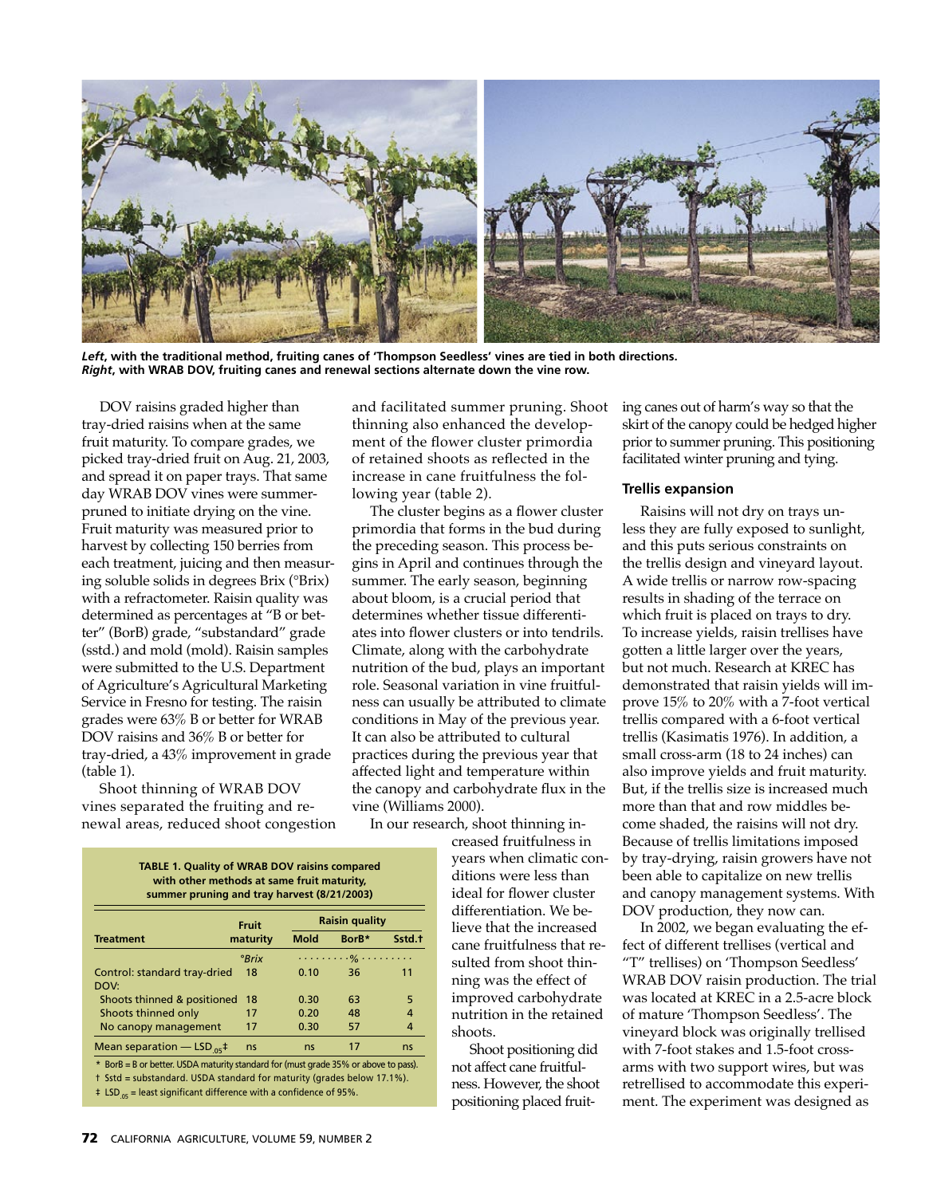*Left*, **with the traditional method, fruiting canes of 'Thompson Seedless' vines are tied in both directions.** *Right*, **with WRAB DOV, fruiting canes and renewal sections alternate down the vine row.**

DOV raisins graded higher than tray-dried raisins when at the same fruit maturity. To compare grades, we picked tray-dried fruit on Aug. 21, 2003, and spread it on paper trays. That same day WRAB DOV vines were summer-pruned to initiate drying on the vine. Fruit maturity was measured prior to harvest by collecting 150 berries from each treatment, juicing and then measuring soluble solids in degrees Brix (°Brix) with a refractometer. Raisin quality was determined as percentages at "B or better" (BorB) grade, "substandard" grade (sstd.) and mold (mold). Raisin samples were submitted to the U.S. Department of Agriculture's Agricultural Marketing Service in Fresno for testing. The raisin grades were 63% B or better for WRAB DOV raisins and 36% B or better for tray-dried, a 43% improvement in grade (table 1).

Shoot thinning of WRAB DOV vines separated the fruiting and renewal areas, reduced shoot congestion and facilitated summer pruning. Shoot thinning also enhanced the development of the flower cluster primordia of retained shoots as reflected in the increase in cane fruitfulness the following year (table 2).

The cluster begins as a flower cluster primordia that forms in the bud during the preceding season. This process begins in April and continues through the summer. The early season, beginning about bloom, is a crucial period that determines whether tissue differentiates into flower clusters or into tendrils. Climate, along with the carbohydrate nutrition of the bud, plays an important role. Seasonal variation in vine fruitfulness can usually be attributed to climate conditions in May of the previous year. It can also be attributed to cultural practices during the previous year that affected light and temperature within the canopy and carbohydrate flux in the vine (Williams 2000).

In our research, shoot thinning increased fruitfulness in years when climatic conditions were less than ideal for flower cluster differentiation. We believe that the increased cane fruitfulness that resulted from shoot thinning was the effect of improved carbohydrate nutrition in the retained shoots.

Shoot positioning did not affect cane fruitfulness. However, the shoot positioning placed fruiting canes out of harm's way so that the skirt of the canopy could be hedged higher prior to summer pruning. This positioning facilitated winter pruning and tying.

**TABLE 1. Quality of WRAB DOV raisins compared with other methods at same fruit maturity, summer pruning and tray harvest (8/21/2003)**

| Treatment | Fruit maturity | Raisin quality | | |
|---|---|---|---|---|
| | | Mold | BorB* | Sstd.† |
| | *°Brix* | ........% ........ | | |
| Control: standard tray-dried | 18 | 0.10 | 36 | 11 |
| DOV: | | | | |
| Shoots thinned & positioned | 18 | 0.30 | 63 | 5 |
| Shoots thinned only | 17 | 0.20 | 48 | 4 |
| No canopy management | 17 | 0.30 | 57 | 4 |
| Mean separation — $LSD_{.05}$‡ | ns | ns | 17 | ns |

\* BorB = B or better. USDA maturity standard for (must grade 35% or above to pass).
† Sstd = substandard. USDA standard for maturity (grades below 17.1%).
‡ $LSD_{.05}$ = least significant difference with a confidence of 95%.

### Trellis expansion

Raisins will not dry on trays unless they are fully exposed to sunlight, and this puts serious constraints on the trellis design and vineyard layout. A wide trellis or narrow row-spacing results in shading of the terrace on which fruit is placed on trays to dry. To increase yields, raisin trellises have gotten a little larger over the years, but not much. Research at KREC has demonstrated that raisin yields will improve 15% to 20% with a 7-foot vertical trellis compared with a 6-foot vertical trellis (Kasimatis 1976). In addition, a small cross-arm (18 to 24 inches) can also improve yields and fruit maturity. But, if the trellis size is increased much more than that and row middles become shaded, the raisins will not dry. Because of trellis limitations imposed by tray-drying, raisin growers have not been able to capitalize on new trellis and canopy management systems. With DOV production, they now can.

In 2002, we began evaluating the effect of different trellises (vertical and "T" trellises) on 'Thompson Seedless' WRAB DOV raisin production. The trial was located at KREC in a 2.5-acre block of mature 'Thompson Seedless'. The vineyard block was originally trellised with 7-foot stakes and 1.5-foot cross-arms with two support wires, but was retrellised to accommodate this experiment. The experiment was designed as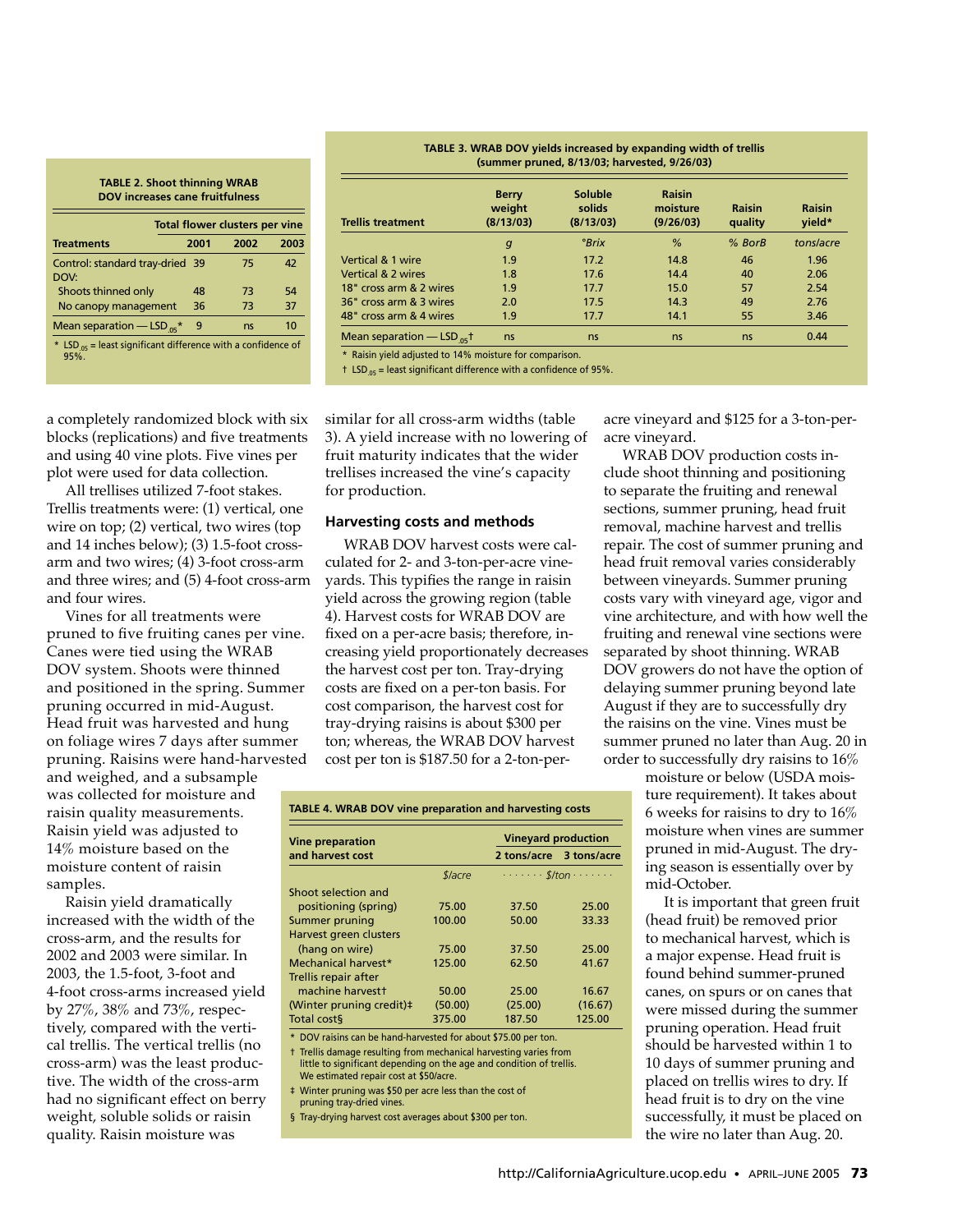**TABLE 2. Shoot thinning WRAB DOV increases cane fruitfulness**

| Treatments | Total flower clusters per vine | | |
|---|---|---|---|
| | 2001 | 2002 | 2003 |
| Control: standard tray-dried DOV: | 39 | 75 | 42 |
| Shoots thinned only | 48 | 73 | 54 |
| No canopy management | 36 | 73 | 37 |
| Mean separation — $LSD_{.05}$* | 9 | ns | 10 |

\* $LSD_{.05}$ = least significant difference with a confidence of 95%.

**TABLE 3. WRAB DOV yields increased by expanding width of trellis (summer pruned, 8/13/03; harvested, 9/26/03)**

| Trellis treatment | Berry weight (8/13/03) | Soluble solids (8/13/03) | Raisin moisture (9/26/03) | Raisin quality | Raisin yield* |
|---|---|---|---|---|---|
| | *g* | *°Brix* | *%* | *% BorB* | *tons/acre* |
| Vertical & 1 wire | 1.9 | 17.2 | 14.8 | 46 | 1.96 |
| Vertical & 2 wires | 1.8 | 17.6 | 14.4 | 40 | 2.06 |
| 18" cross arm & 2 wires | 1.9 | 17.7 | 15.0 | 57 | 2.54 |
| 36" cross arm & 3 wires | 2.0 | 17.5 | 14.3 | 49 | 2.76 |
| 48" cross arm & 4 wires | 1.9 | 17.7 | 14.1 | 55 | 3.46 |
| Mean separation — $LSD_{.05}$† | ns | ns | ns | ns | 0.44 |

\* Raisin yield adjusted to 14% moisture for comparison.
† $LSD_{.05}$ = least significant difference with a confidence of 95%.

a completely randomized block with six blocks (replications) and five treatments and using 40 vine plots. Five vines per plot were used for data collection.

All trellises utilized 7-foot stakes. Trellis treatments were: (1) vertical, one wire on top; (2) vertical, two wires (top and 14 inches below); (3) 1.5-foot cross-arm and two wires; (4) 3-foot cross-arm and three wires; and (5) 4-foot cross-arm and four wires.

Vines for all treatments were pruned to five fruiting canes per vine. Canes were tied using the WRAB DOV system. Shoots were thinned and positioned in the spring. Summer pruning occurred in mid-August. Head fruit was harvested and hung on foliage wires 7 days after summer pruning. Raisins were hand-harvested and weighed, and a subsample was collected for moisture and raisin quality measurements. Raisin yield was adjusted to 14% moisture based on the moisture content of raisin samples.

Raisin yield dramatically increased with the width of the cross-arm, and the results for 2002 and 2003 were similar. In 2003, the 1.5-foot, 3-foot and 4-foot cross-arms increased yield by 27%, 38% and 73%, respectively, compared with the vertical trellis. The vertical trellis (no cross-arm) was the least productive. The width of the cross-arm had no significant effect on berry weight, soluble solids or raisin quality. Raisin moisture was similar for all cross-arm widths (table 3). A yield increase with no lowering of fruit maturity indicates that the wider trellises increased the vine's capacity for production.

### Harvesting costs and methods

WRAB DOV harvest costs were calculated for 2- and 3-ton-per-acre vineyards. This typifies the range in raisin yield across the growing region (table 4). Harvest costs for WRAB DOV are fixed on a per-acre basis; therefore, increasing yield proportionately decreases the harvest cost per ton. Tray-drying costs are fixed on a per-ton basis. For cost comparison, the harvest cost for tray-drying raisins is about $300 per ton; whereas, the WRAB DOV harvest cost per ton is $187.50 for a 2-ton-per-acre vineyard and $125 for a 3-ton-per-acre vineyard.

**TABLE 4. WRAB DOV vine preparation and harvesting costs**

| Vine preparation and harvest cost | | Vineyard production | |
|---|---|---|---|
| | | 2 tons/acre | 3 tons/acre |
| | *$/acre* | *$/ton* | |
| Shoot selection and positioning (spring) | 75.00 | 37.50 | 25.00 |
| Summer pruning | 100.00 | 50.00 | 33.33 |
| Harvest green clusters (hang on wire) | 75.00 | 37.50 | 25.00 |
| Mechanical harvest* | 125.00 | 62.50 | 41.67 |
| Trellis repair after machine harvest† | 50.00 | 25.00 | 16.67 |
| (Winter pruning credit)‡ | (50.00) | (25.00) | (16.67) |
| Total cost§ | 375.00 | 187.50 | 125.00 |

\* DOV raisins can be hand-harvested for about $75.00 per ton.
† Trellis damage resulting from mechanical harvesting varies from little to significant depending on the age and condition of trellis. We estimated repair cost at $50/acre.
‡ Winter pruning was $50 per acre less than the cost of pruning tray-dried vines.
§ Tray-drying harvest cost averages about $300 per ton.

WRAB DOV production costs include shoot thinning and positioning to separate the fruiting and renewal sections, summer pruning, head fruit removal, machine harvest and trellis repair. The cost of summer pruning and head fruit removal varies considerably between vineyards. Summer pruning costs vary with vineyard age, vigor and vine architecture, and with how well the fruiting and renewal vine sections were separated by shoot thinning. WRAB DOV growers do not have the option of delaying summer pruning beyond late August if they are to successfully dry the raisins on the vine. Vines must be summer pruned no later than Aug. 20 in order to successfully dry raisins to 16% moisture or below (USDA moisture requirement). It takes about 6 weeks for raisins to dry to 16% moisture when vines are summer pruned in mid-August. The drying season is essentially over by mid-October.

It is important that green fruit (head fruit) be removed prior to mechanical harvest, which is a major expense. Head fruit is found behind summer-pruned canes, on spurs or on canes that were missed during the summer pruning operation. Head fruit should be harvested within 1 to 10 days of summer pruning and placed on trellis wires to dry. If head fruit is to dry on the vine successfully, it must be placed on the wire no later than Aug. 20.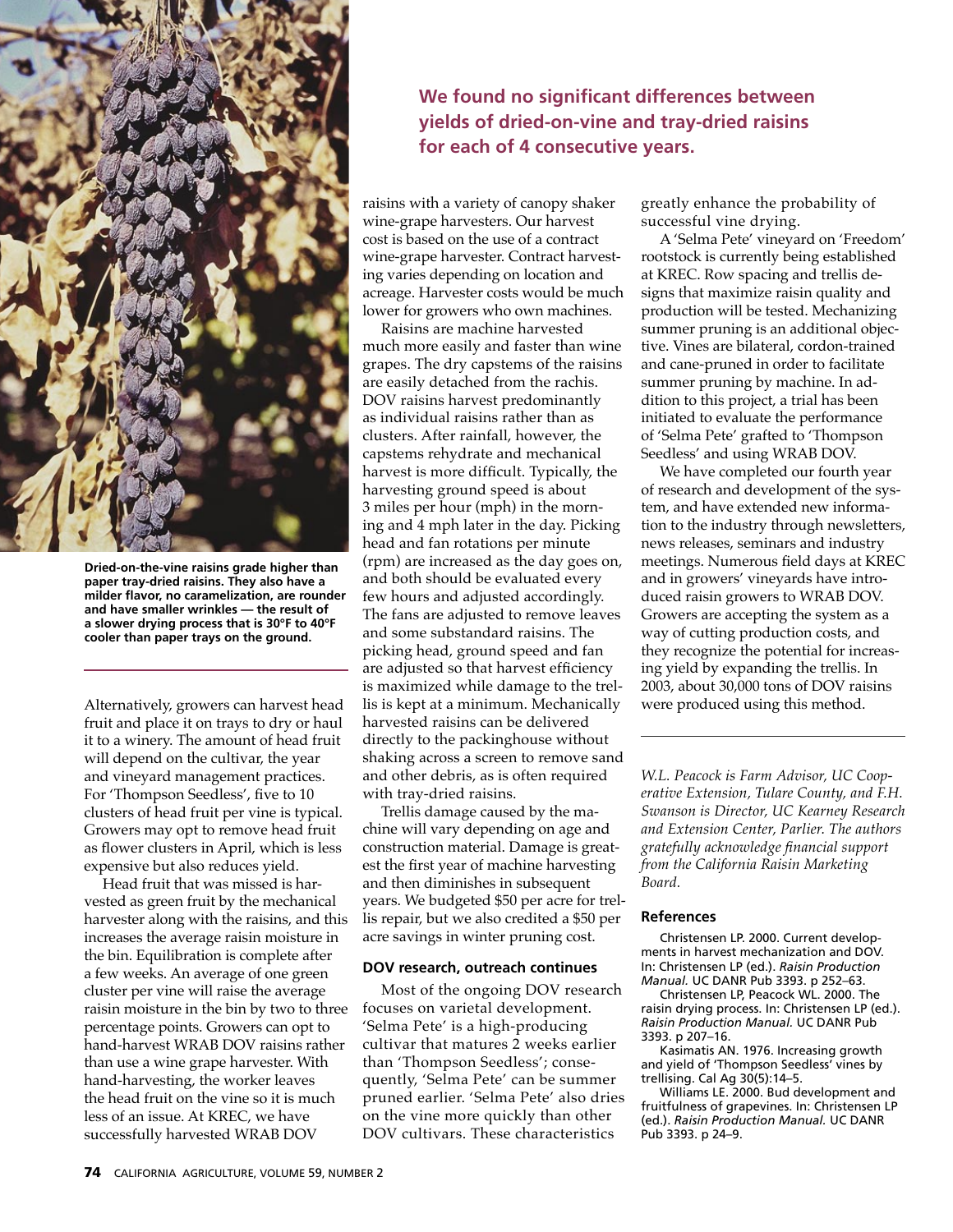**We found no significant differences between yields of dried-on-vine and tray-dried raisins for each of 4 consecutive years.**

Dried-on-the-vine raisins grade higher than paper tray-dried raisins. They also have a milder flavor, no caramelization, are rounder and have smaller wrinkles — the result of a slower drying process that is 30°F to 40°F cooler than paper trays on the ground.

Alternatively, growers can harvest head fruit and place it on trays to dry or haul it to a winery. The amount of head fruit will depend on the cultivar, the year and vineyard management practices. For 'Thompson Seedless', five to 10 clusters of head fruit per vine is typical. Growers may opt to remove head fruit as flower clusters in April, which is less expensive but also reduces yield.

Head fruit that was missed is harvested as green fruit by the mechanical harvester along with the raisins, and this increases the average raisin moisture in the bin. Equilibration is complete after a few weeks. An average of one green cluster per vine will raise the average raisin moisture in the bin by two to three percentage points. Growers can opt to hand-harvest WRAB DOV raisins rather than use a wine grape harvester. With hand-harvesting, the worker leaves the head fruit on the vine so it is much less of an issue. At KREC, we have successfully harvested WRAB DOV raisins with a variety of canopy shaker wine-grape harvesters. Our harvest cost is based on the use of a contract wine-grape harvester. Contract harvesting varies depending on location and acreage. Harvester costs would be much lower for growers who own machines.

Raisins are machine harvested much more easily and faster than wine grapes. The dry capstems of the raisins are easily detached from the rachis. DOV raisins harvest predominantly as individual raisins rather than as clusters. After rainfall, however, the capstems rehydrate and mechanical harvest is more difficult. Typically, the harvesting ground speed is about 3 miles per hour (mph) in the morning and 4 mph later in the day. Picking head and fan rotations per minute (rpm) are increased as the day goes on, and both should be evaluated every few hours and adjusted accordingly. The fans are adjusted to remove leaves and some substandard raisins. The picking head, ground speed and fan are adjusted so that harvest efficiency is maximized while damage to the trellis is kept at a minimum. Mechanically harvested raisins can be delivered directly to the packinghouse without shaking across a screen to remove sand and other debris, as is often required with tray-dried raisins.

Trellis damage caused by the machine will vary depending on age and construction material. Damage is greatest the first year of machine harvesting and then diminishes in subsequent years. We budgeted $50 per acre for trellis repair, but we also credited a $50 per acre savings in winter pruning cost.

### DOV research, outreach continues

Most of the ongoing DOV research focuses on varietal development. 'Selma Pete' is a high-producing cultivar that matures 2 weeks earlier than 'Thompson Seedless'; consequently, 'Selma Pete' can be summer pruned earlier. 'Selma Pete' also dries on the vine more quickly than other DOV cultivars. These characteristics greatly enhance the probability of successful vine drying.

A 'Selma Pete' vineyard on 'Freedom' rootstock is currently being established at KREC. Row spacing and trellis designs that maximize raisin quality and production will be tested. Mechanizing summer pruning is an additional objective. Vines are bilateral, cordon-trained and cane-pruned in order to facilitate summer pruning by machine. In addition to this project, a trial has been initiated to evaluate the performance of 'Selma Pete' grafted to 'Thompson Seedless' and using WRAB DOV.

We have completed our fourth year of research and development of the system, and have extended new information to the industry through newsletters, news releases, seminars and industry meetings. Numerous field days at KREC and in growers' vineyards have introduced raisin growers to WRAB DOV. Growers are accepting the system as a way of cutting production costs, and they recognize the potential for increasing yield by expanding the trellis. In 2003, about 30,000 tons of DOV raisins were produced using this method.

*W.L. Peacock is Farm Advisor, UC Cooperative Extension, Tulare County, and F.H. Swanson is Director, UC Kearney Research and Extension Center, Parlier. The authors gratefully acknowledge financial support from the California Raisin Marketing Board.*

### References

Christensen LP. 2000. Current developments in harvest mechanization and DOV. In: Christensen LP (ed.). *Raisin Production Manual.* UC DANR Pub 3393. p 252–63.

Christensen LP, Peacock WL. 2000. The raisin drying process. In: Christensen LP (ed.). *Raisin Production Manual.* UC DANR Pub 3393. p 207–16.

Kasimatis AN. 1976. Increasing growth and yield of 'Thompson Seedless' vines by trellising. Cal Ag 30(5):14–5.

Williams LE. 2000. Bud development and fruitfulness of grapevines. In: Christensen LP (ed.). *Raisin Production Manual.* UC DANR Pub 3393. p 24–9.